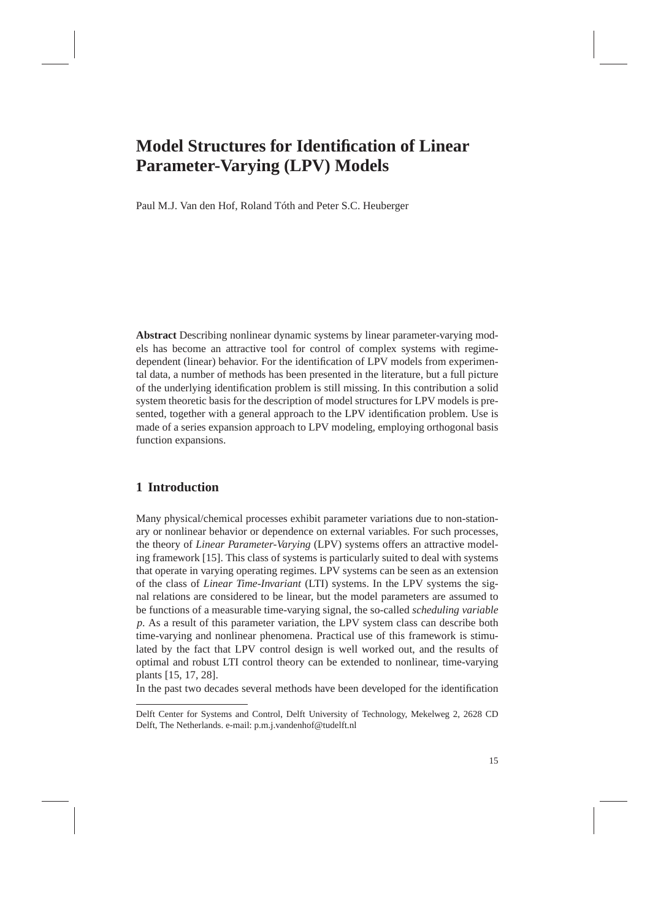# Model Structures for Identification of Linear Parameter-Varying (LPV) Models

Paul M.J. Van den Hof, Roland Tóth and Peter S.C. Heuberger

**Abstract** Describing nonlinear dynamic systems by linear parameter-varying models has become an attractive tool for control of complex systems with regime-dependent (linear) behavior. For the identification of LPV models from experimental data, a number of methods has been presented in the literature, but a full picture of the underlying identification problem is still missing. In this contribution a solid system theoretic basis for the description of model structures for LPV models is presented, together with a general approach to the LPV identification problem. Use is made of a series expansion approach to LPV modeling, employing orthogonal basis function expansions.

## 1 Introduction

Many physical/chemical processes exhibit parameter variations due to non-stationary or nonlinear behavior or dependence on external variables. For such processes, the theory of *Linear Parameter-Varying* (LPV) systems offers an attractive modeling framework [15]. This class of systems is particularly suited to deal with systems that operate in varying operating regimes. LPV systems can be seen as an extension of the class of *Linear Time-Invariant* (LTI) systems. In the LPV systems the signal relations are considered to be linear, but the model parameters are assumed to be functions of a measurable time-varying signal, the so-called *scheduling variable* $p$. As a result of this parameter variation, the LPV system class can describe both time-varying and nonlinear phenomena. Practical use of this framework is stimulated by the fact that LPV control design is well worked out, and the results of optimal and robust LTI control theory can be extended to nonlinear, time-varying plants [15, 17, 28].

In the past two decades several methods have been developed for the identification

Delft Center for Systems and Control, Delft University of Technology, Mekelweg 2, 2628 CD Delft, The Netherlands. e-mail: p.m.j.vandenhof@tudelft.nl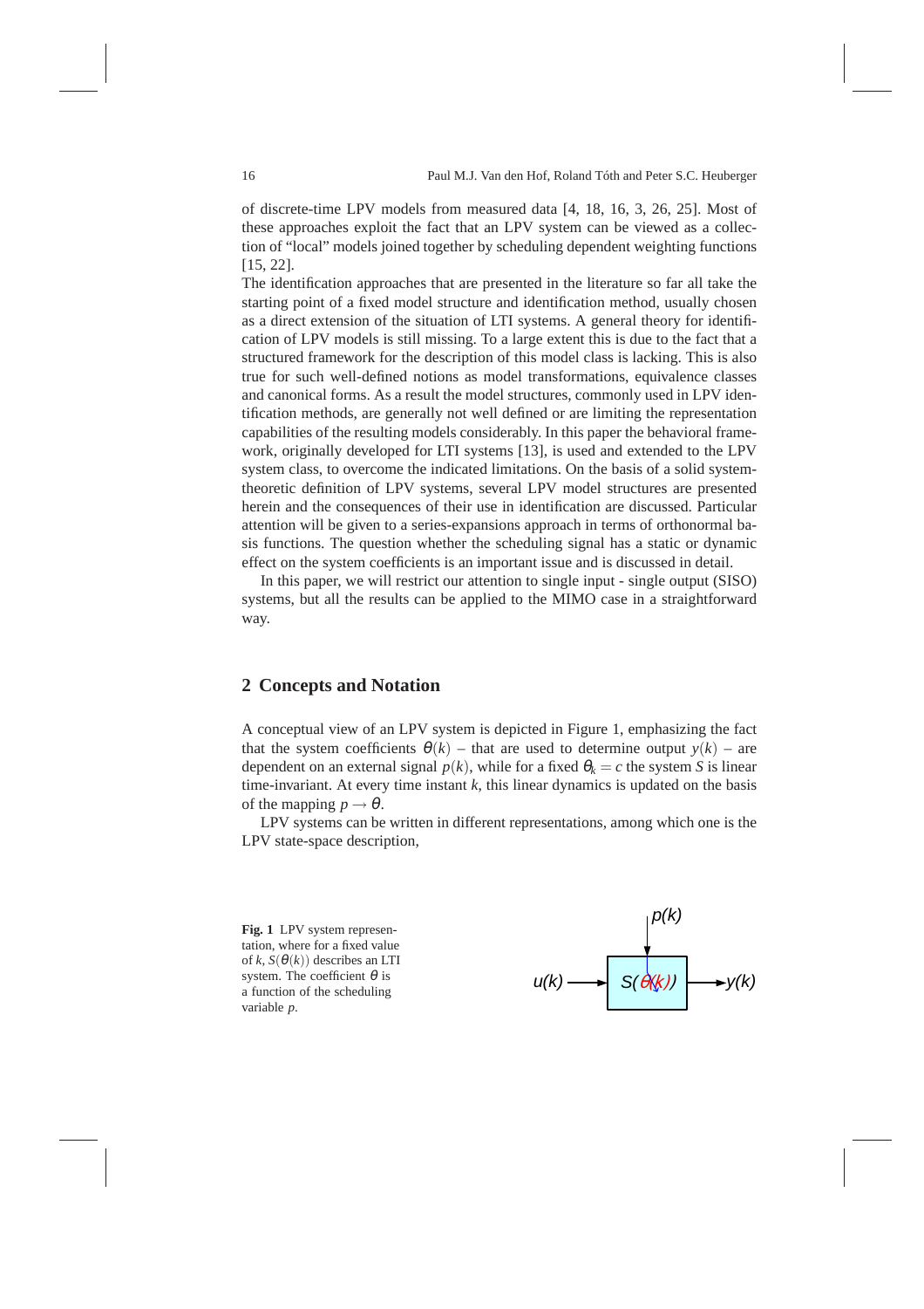of discrete-time LPV models from measured data [4, 18, 16, 3, 26, 25]. Most of these approaches exploit the fact that an LPV system can be viewed as a collection of "local" models joined together by scheduling dependent weighting functions [15, 22].

The identification approaches that are presented in the literature so far all take the starting point of a fixed model structure and identification method, usually chosen as a direct extension of the situation of LTI systems. A general theory for identification of LPV models is still missing. To a large extent this is due to the fact that a structured framework for the description of this model class is lacking. This is also true for such well-defined notions as model transformations, equivalence classes and canonical forms. As a result the model structures, commonly used in LPV identification methods, are generally not well defined or are limiting the representation capabilities of the resulting models considerably. In this paper the behavioral framework, originally developed for LTI systems [13], is used and extended to the LPV system class, to overcome the indicated limitations. On the basis of a solid system-theoretic definition of LPV systems, several LPV model structures are presented herein and the consequences of their use in identification are discussed. Particular attention will be given to a series-expansions approach in terms of orthonormal basis functions. The question whether the scheduling signal has a static or dynamic effect on the system coefficients is an important issue and is discussed in detail.

In this paper, we will restrict our attention to single input - single output (SISO) systems, but all the results can be applied to the MIMO case in a straightforward way.

## 2 Concepts and Notation

A conceptual view of an LPV system is depicted in Figure 1, emphasizing the fact that the system coefficients $\theta(k)$ – that are used to determine output $y(k)$ – are dependent on an external signal $p(k)$, while for a fixed $\theta_k = c$ the system $S$ is linear time-invariant. At every time instant $k$, this linear dynamics is updated on the basis of the mapping $p \rightarrow \theta$.

LPV systems can be written in different representations, among which one is the LPV state-space description,

**Fig. 1** LPV system representation, where for a fixed value of $k$, $S(\theta(k))$ describes an LTI system. The coefficient $\theta$ is a function of the scheduling variable $p$.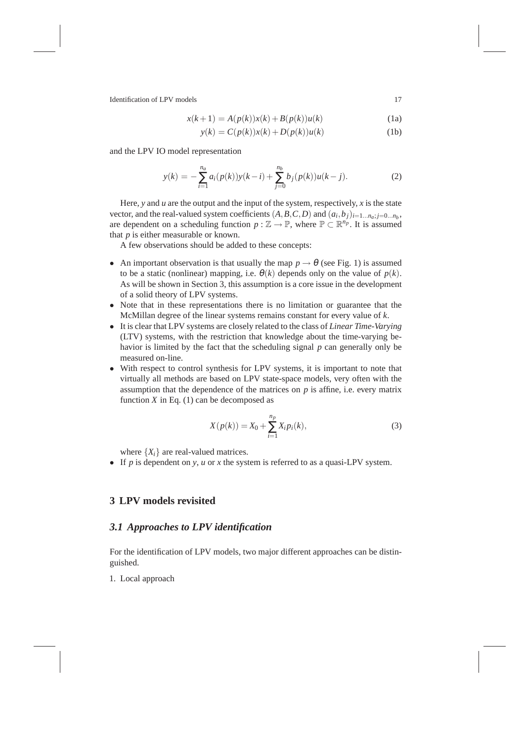$$x(k+1) = A(p(k))x(k) + B(p(k))u(k) \tag{1a}$$

$$y(k) = C(p(k))x(k) + D(p(k))u(k) \tag{1b}$$

and the LPV IO model representation

$$y(k) = -\sum_{i=1}^{n_a} a_i(p(k))y(k-i) + \sum_{j=0}^{n_b} b_j(p(k))u(k-j). \tag{2}$$

Here, $y$ and $u$ are the output and the input of the system, respectively, $x$ is the state vector, and the real-valued system coefficients $(A,B,C,D)$ and $(a_i,b_j)_{i=1\ldots n_a; j=0\ldots n_b}$, are dependent on a scheduling function $p : \mathbb{Z} \to \mathbb{P}$, where $\mathbb{P} \subset \mathbb{R}^{n_p}$. It is assumed that $p$ is either measurable or known.

A few observations should be added to these concepts:

- An important observation is that usually the map $p \to \theta$ (see Fig. 1) is assumed to be a static (nonlinear) mapping, i.e. $\theta(k)$ depends only on the value of $p(k)$. As will be shown in Section 3, this assumption is a core issue in the development of a solid theory of LPV systems.
- Note that in these representations there is no limitation or guarantee that the McMillan degree of the linear systems remains constant for every value of $k$.
- It is clear that LPV systems are closely related to the class of *Linear Time-Varying* (LTV) systems, with the restriction that knowledge about the time-varying behavior is limited by the fact that the scheduling signal $p$ can generally only be measured on-line.
- With respect to control synthesis for LPV systems, it is important to note that virtually all methods are based on LPV state-space models, very often with the assumption that the dependence of the matrices on $p$ is affine, i.e. every matrix function $X$ in Eq. (1) can be decomposed as

$$X(p(k)) = X_0 + \sum_{i=1}^{n_p} X_i p_i(k), \tag{3}$$

  where $\{X_i\}$ are real-valued matrices.
- If $p$ is dependent on $y$, $u$ or $x$ the system is referred to as a quasi-LPV system.

## 3 LPV models revisited

### *3.1 Approaches to LPV identification*

For the identification of LPV models, two major different approaches can be distinguished.

1. Local approach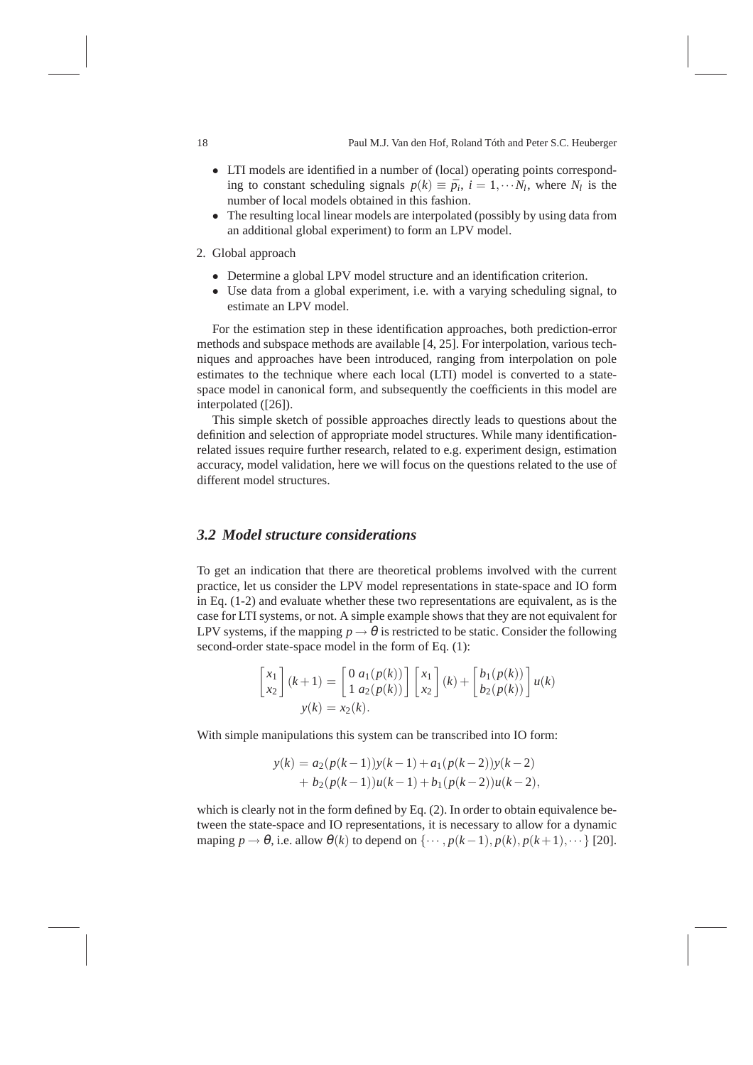- LTI models are identified in a number of (local) operating points corresponding to constant scheduling signals $p(k) \equiv \bar{p}_i$, $i = 1, \cdots N_l$, where $N_l$ is the number of local models obtained in this fashion.
- The resulting local linear models are interpolated (possibly by using data from an additional global experiment) to form an LPV model.

2. Global approach

   - Determine a global LPV model structure and an identification criterion.
   - Use data from a global experiment, i.e. with a varying scheduling signal, to estimate an LPV model.

For the estimation step in these identification approaches, both prediction-error methods and subspace methods are available [4, 25]. For interpolation, various techniques and approaches have been introduced, ranging from interpolation on pole estimates to the technique where each local (LTI) model is converted to a state-space model in canonical form, and subsequently the coefficients in this model are interpolated ([26]).

This simple sketch of possible approaches directly leads to questions about the definition and selection of appropriate model structures. While many identification-related issues require further research, related to e.g. experiment design, estimation accuracy, model validation, here we will focus on the questions related to the use of different model structures.

### *3.2 Model structure considerations*

To get an indication that there are theoretical problems involved with the current practice, let us consider the LPV model representations in state-space and IO form in Eq. (1-2) and evaluate whether these two representations are equivalent, as is the case for LTI systems, or not. A simple example shows that they are not equivalent for LPV systems, if the mapping $p \rightarrow \theta$ is restricted to be static. Consider the following second-order state-space model in the form of Eq. (1):

$$\begin{bmatrix} x_1 \\ x_2 \end{bmatrix}(k+1) = \begin{bmatrix} 0 & a_1(p(k)) \\ 1 & a_2(p(k)) \end{bmatrix} \begin{bmatrix} x_1 \\ x_2 \end{bmatrix}(k) + \begin{bmatrix} b_1(p(k)) \\ b_2(p(k)) \end{bmatrix} u(k)$$

$$y(k) = x_2(k).$$

With simple manipulations this system can be transcribed into IO form:

$$\begin{aligned} y(k) &= a_2(p(k-1))y(k-1) + a_1(p(k-2))y(k-2) \\ &\quad + b_2(p(k-1))u(k-1) + b_1(p(k-2))u(k-2), \end{aligned}$$

which is clearly not in the form defined by Eq. (2). In order to obtain equivalence between the state-space and IO representations, it is necessary to allow for a dynamic maping $p \rightarrow \theta$, i.e. allow $\theta(k)$ to depend on $\{\cdots, p(k-1), p(k), p(k+1), \cdots\}$ [20].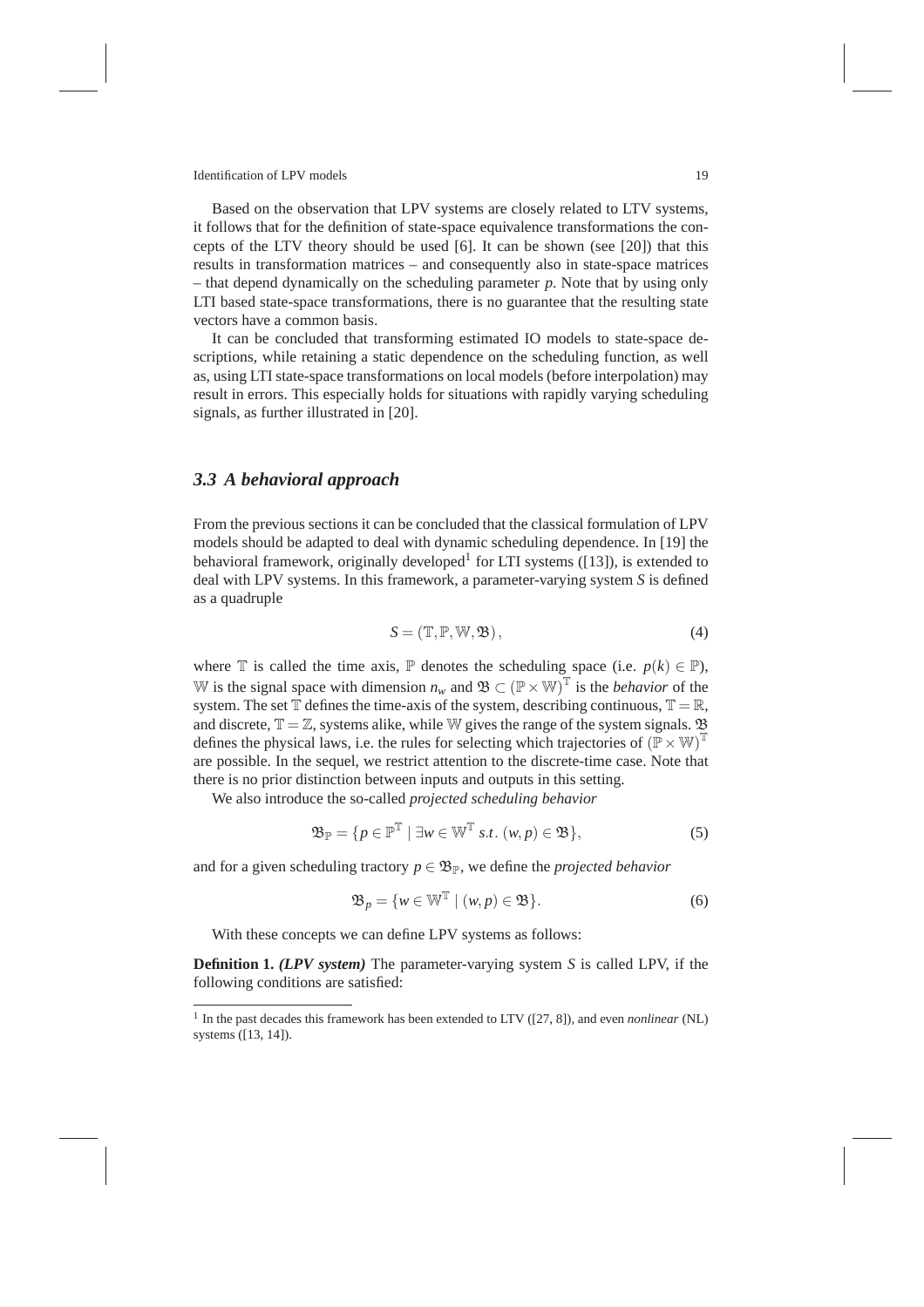Based on the observation that LPV systems are closely related to LTV systems, it follows that for the definition of state-space equivalence transformations the concepts of the LTV theory should be used [6]. It can be shown (see [20]) that this results in transformation matrices – and consequently also in state-space matrices – that depend dynamically on the scheduling parameter $p$. Note that by using only LTI based state-space transformations, there is no guarantee that the resulting state vectors have a common basis.

It can be concluded that transforming estimated IO models to state-space descriptions, while retaining a static dependence on the scheduling function, as well as, using LTI state-space transformations on local models (before interpolation) may result in errors. This especially holds for situations with rapidly varying scheduling signals, as further illustrated in [20].

## 3.3 A behavioral approach

From the previous sections it can be concluded that the classical formulation of LPV models should be adapted to deal with dynamic scheduling dependence. In [19] the behavioral framework, originally developed[1] for LTI systems ([13]), is extended to deal with LPV systems. In this framework, a parameter-varying system $S$ is defined as a quadruple

$$S = (\mathbb{T}, \mathbb{P}, \mathbb{W}, \mathfrak{B}), \tag{4}$$

where $\mathbb{T}$ is called the time axis, $\mathbb{P}$ denotes the scheduling space (i.e. $p(k) \in \mathbb{P}$), $\mathbb{W}$ is the signal space with dimension $n_w$ and $\mathfrak{B} \subset (\mathbb{P} \times \mathbb{W})^{\mathbb{T}}$ is the *behavior* of the system. The set $\mathbb{T}$ defines the time-axis of the system, describing continuous, $\mathbb{T} = \mathbb{R}$, and discrete, $\mathbb{T} = \mathbb{Z}$, systems alike, while $\mathbb{W}$ gives the range of the system signals. $\mathfrak{B}$ defines the physical laws, i.e. the rules for selecting which trajectories of $(\mathbb{P} \times \mathbb{W})^{\mathbb{T}}$ are possible. In the sequel, we restrict attention to the discrete-time case. Note that there is no prior distinction between inputs and outputs in this setting.

We also introduce the so-called *projected scheduling behavior*

$$\mathfrak{B}_{\mathbb{P}} = \{ p \in \mathbb{P}^{\mathbb{T}} \mid \exists w \in \mathbb{W}^{\mathbb{T}} \ s.t. \ (w, p) \in \mathfrak{B} \}, \tag{5}$$

and for a given scheduling tractory $p \in \mathfrak{B}_{\mathbb{P}}$, we define the *projected behavior*

$$\mathfrak{B}_p = \{ w \in \mathbb{W}^{\mathbb{T}} \mid (w, p) \in \mathfrak{B} \}. \tag{6}$$

With these concepts we can define LPV systems as follows:

**Definition 1.** ***(LPV system)*** The parameter-varying system $S$ is called LPV, if the following conditions are satisfied:

[1] In the past decades this framework has been extended to LTV ([27, 8]), and even *nonlinear* (NL) systems ([13, 14]).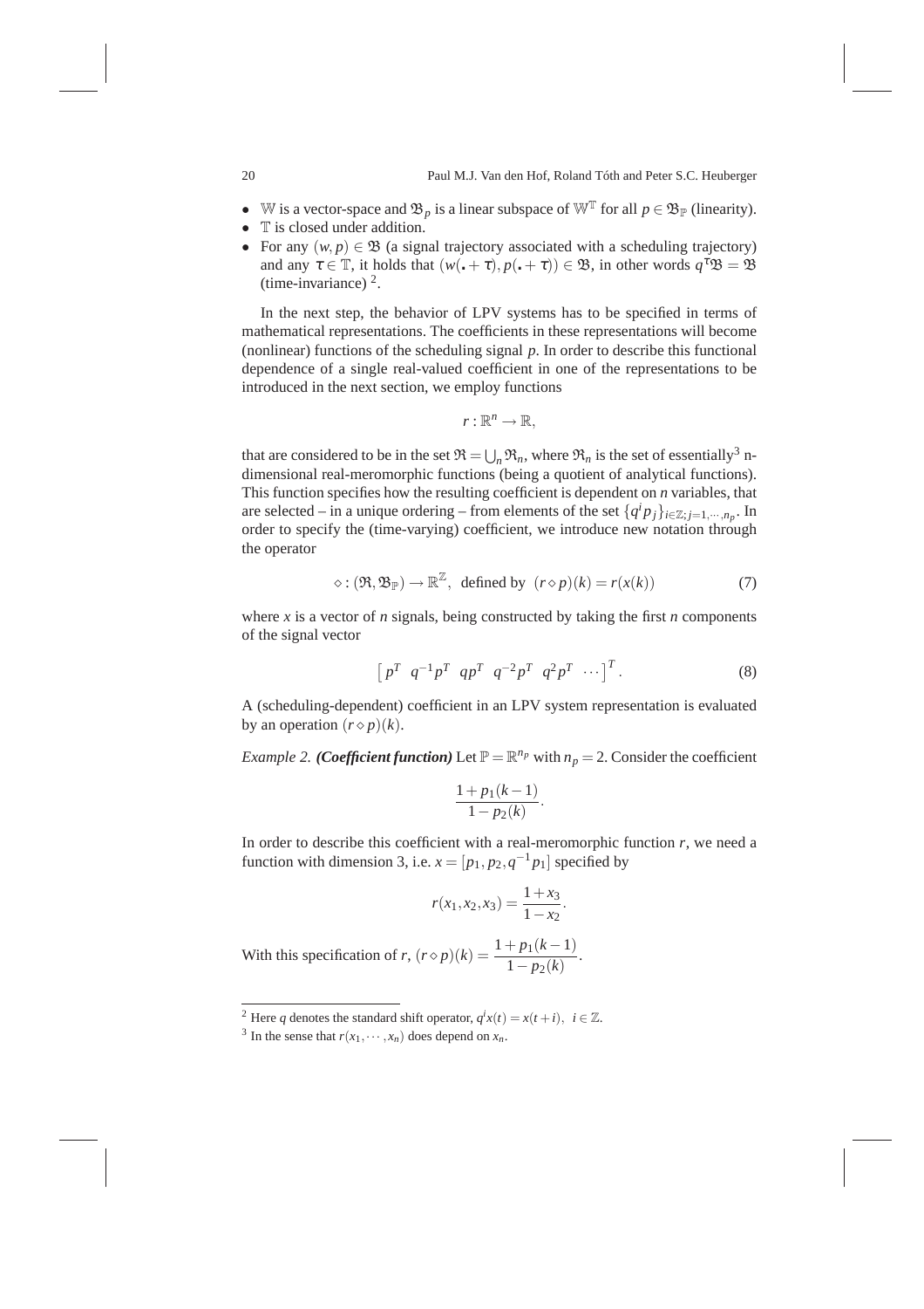- $\mathbb{W}$ is a vector-space and $\mathfrak{B}_p$ is a linear subspace of $\mathbb{W}^{\mathbb{T}}$ for all $p \in \mathfrak{B}_{\mathbb{P}}$ (linearity).
- $\mathbb{T}$ is closed under addition.
- For any $(w, p) \in \mathfrak{B}$ (a signal trajectory associated with a scheduling trajectory) and any $\tau \in \mathbb{T}$, it holds that $(w(\cdot + \tau), p(\cdot + \tau)) \in \mathfrak{B}$, in other words $q^\tau \mathfrak{B} = \mathfrak{B}$ (time-invariance) [2].

In the next step, the behavior of LPV systems has to be specified in terms of mathematical representations. The coefficients in these representations will become (nonlinear) functions of the scheduling signal $p$. In order to describe this functional dependence of a single real-valued coefficient in one of the representations to be introduced in the next section, we employ functions

$$r : \mathbb{R}^n \to \mathbb{R},$$

that are considered to be in the set $\mathfrak{R} = \bigcup_n \mathfrak{R}_n$, where $\mathfrak{R}_n$ is the set of essentially[3] n-dimensional real-meromorphic functions (being a quotient of analytical functions). This function specifies how the resulting coefficient is dependent on $n$ variables, that are selected – in a unique ordering – from elements of the set $\{q^i p_j\}_{i \in \mathbb{Z}; j=1,\cdots,n_p}$. In order to specify the (time-varying) coefficient, we introduce new notation through the operator

$$\diamond : (\mathfrak{R}, \mathfrak{B}_{\mathbb{P}}) \to \mathbb{R}^{\mathbb{Z}}, \text{ defined by } (r \diamond p)(k) = r(x(k)) \tag{7}$$

where $x$ is a vector of $n$ signals, being constructed by taking the first $n$ components of the signal vector

$$\begin{bmatrix} p^T & q^{-1}p^T & qp^T & q^{-2}p^T & q^2p^T & \cdots \end{bmatrix}^T. \tag{8}$$

A (scheduling-dependent) coefficient in an LPV system representation is evaluated by an operation $(r \diamond p)(k)$.

*Example 2.* ***(Coefficient function)*** Let $\mathbb{P} = \mathbb{R}^{n_p}$ with $n_p = 2$. Consider the coefficient

$$\frac{1 + p_1(k-1)}{1 - p_2(k)}.$$

In order to describe this coefficient with a real-meromorphic function $r$, we need a function with dimension 3, i.e. $x = [p_1, p_2, q^{-1}p_1]$ specified by

$$r(x_1, x_2, x_3) = \frac{1 + x_3}{1 - x_2}.$$

With this specification of $r$, $(r \diamond p)(k) = \dfrac{1 + p_1(k-1)}{1 - p_2(k)}$.

[2] Here $q$ denotes the standard shift operator, $q^i x(t) = x(t+i)$, $i \in \mathbb{Z}$.

[3] In the sense that $r(x_1, \cdots, x_n)$ does depend on $x_n$.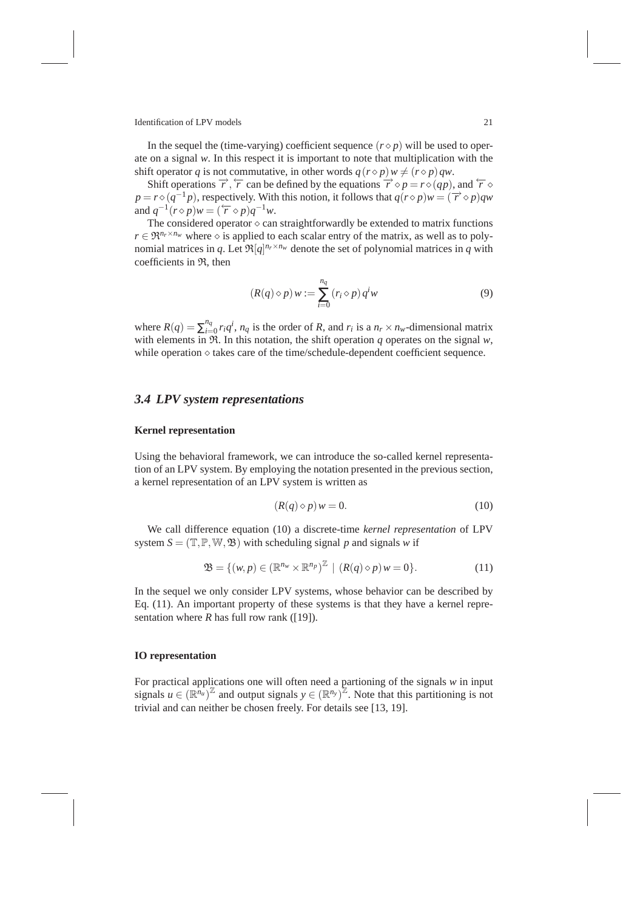In the sequel the (time-varying) coefficient sequence $(r \diamond p)$ will be used to operate on a signal $w$. In this respect it is important to note that multiplication with the shift operator $q$ is not commutative, in other words $q(r \diamond p)w \neq (r \diamond p)qw$.

Shift operations $\overrightarrow{r}, \overleftarrow{r}$ can be defined by the equations $\overrightarrow{r} \diamond p = r \diamond (qp)$, and $\overleftarrow{r} \diamond p = r \diamond (q^{-1}p)$, respectively. With this notion, it follows that $q(r \diamond p)w = (\overrightarrow{r} \diamond p)qw$ and $q^{-1}(r \diamond p)w = (\overleftarrow{r} \diamond p)q^{-1}w$.

The considered operator $\diamond$ can straightforwardly be extended to matrix functions $r \in \mathfrak{R}^{n_r \times n_w}$ where $\diamond$ is applied to each scalar entry of the matrix, as well as to polynomial matrices in $q$. Let $\mathfrak{R}[q]^{n_r \times n_w}$ denote the set of polynomial matrices in $q$ with coefficients in $\mathfrak{R}$, then

$$(R(q) \diamond p)\, w := \sum_{i=0}^{n_q} (r_i \diamond p)\, q^i w \tag{9}$$

where $R(q) = \sum_{i=0}^{n_q} r_i q^i$, $n_q$ is the order of $R$, and $r_i$ is a $n_r \times n_w$-dimensional matrix with elements in $\mathfrak{R}$. In this notation, the shift operation $q$ operates on the signal $w$, while operation $\diamond$ takes care of the time/schedule-dependent coefficient sequence.

## 3.4 LPV system representations

### Kernel representation

Using the behavioral framework, we can introduce the so-called kernel representation of an LPV system. By employing the notation presented in the previous section, a kernel representation of an LPV system is written as

$$(R(q) \diamond p)\, w = 0. \tag{10}$$

We call difference equation (10) a discrete-time *kernel representation* of LPV system $S = (\mathbb{T}, \mathbb{P}, \mathbb{W}, \mathfrak{B})$ with scheduling signal $p$ and signals $w$ if

$$\mathfrak{B} = \{(w, p) \in (\mathbb{R}^{n_w} \times \mathbb{R}^{n_p})^{\mathbb{Z}} \mid (R(q) \diamond p)\, w = 0\}. \tag{11}$$

In the sequel we only consider LPV systems, whose behavior can be described by Eq. (11). An important property of these systems is that they have a kernel representation where $R$ has full row rank ([19]).

### IO representation

For practical applications one will often need a partioning of the signals $w$ in input signals $u \in (\mathbb{R}^{n_u})^{\mathbb{Z}}$ and output signals $y \in (\mathbb{R}^{n_y})^{\mathbb{Z}}$. Note that this partitioning is not trivial and can neither be chosen freely. For details see [13, 19].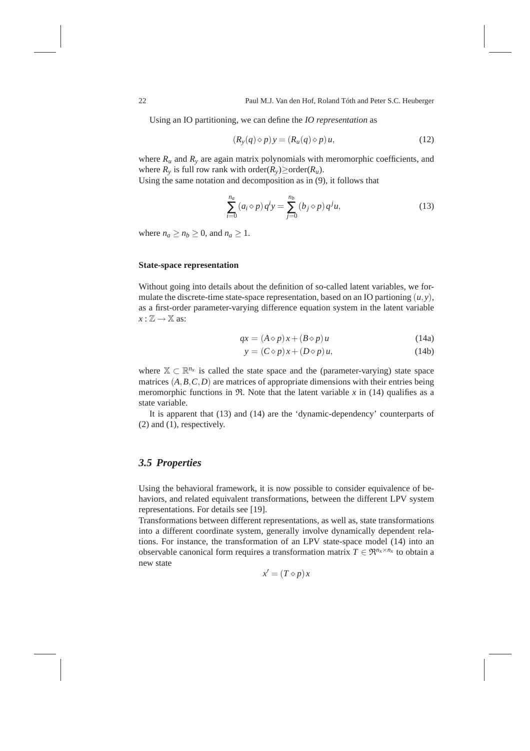Using an IO partitioning, we can define the *IO representation* as

$$(R_y(q) \diamond p)\, y = (R_u(q) \diamond p)\, u, \tag{12}$$

where $R_u$ and $R_y$ are again matrix polynomials with meromorphic coefficients, and where $R_y$ is full row rank with order($R_y$)$\geq$order($R_u$).
Using the same notation and decomposition as in (9), it follows that

$$\sum_{i=0}^{n_a} (a_i \diamond p)\, q^i y = \sum_{j=0}^{n_b} (b_j \diamond p)\, q^j u, \tag{13}$$

where $n_a \geq n_b \geq 0$, and $n_a \geq 1$.

**State-space representation**

Without going into details about the definition of so-called latent variables, we formulate the discrete-time state-space representation, based on an IO partioning $(u, y)$, as a first-order parameter-varying difference equation system in the latent variable $x : \mathbb{Z} \to \mathbb{X}$ as:

$$qx = (A \diamond p)\, x + (B \diamond p)\, u \tag{14a}$$

$$y = (C \diamond p)\, x + (D \diamond p)\, u, \tag{14b}$$

where $\mathbb{X} \subset \mathbb{R}^{n_x}$ is called the state space and the (parameter-varying) state space matrices $(A, B, C, D)$ are matrices of appropriate dimensions with their entries being meromorphic functions in $\mathfrak{R}$. Note that the latent variable $x$ in (14) qualifies as a state variable.

It is apparent that (13) and (14) are the 'dynamic-dependency' counterparts of (2) and (1), respectively.

## *3.5 Properties*

Using the behavioral framework, it is now possible to consider equivalence of behaviors, and related equivalent transformations, between the different LPV system representations. For details see [19].
Transformations between different representations, as well as, state transformations into a different coordinate system, generally involve dynamically dependent relations. For instance, the transformation of an LPV state-space model (14) into an observable canonical form requires a transformation matrix $T \in \mathfrak{R}^{n_x \times n_x}$ to obtain a new state

$$x' = (T \diamond p)\, x$$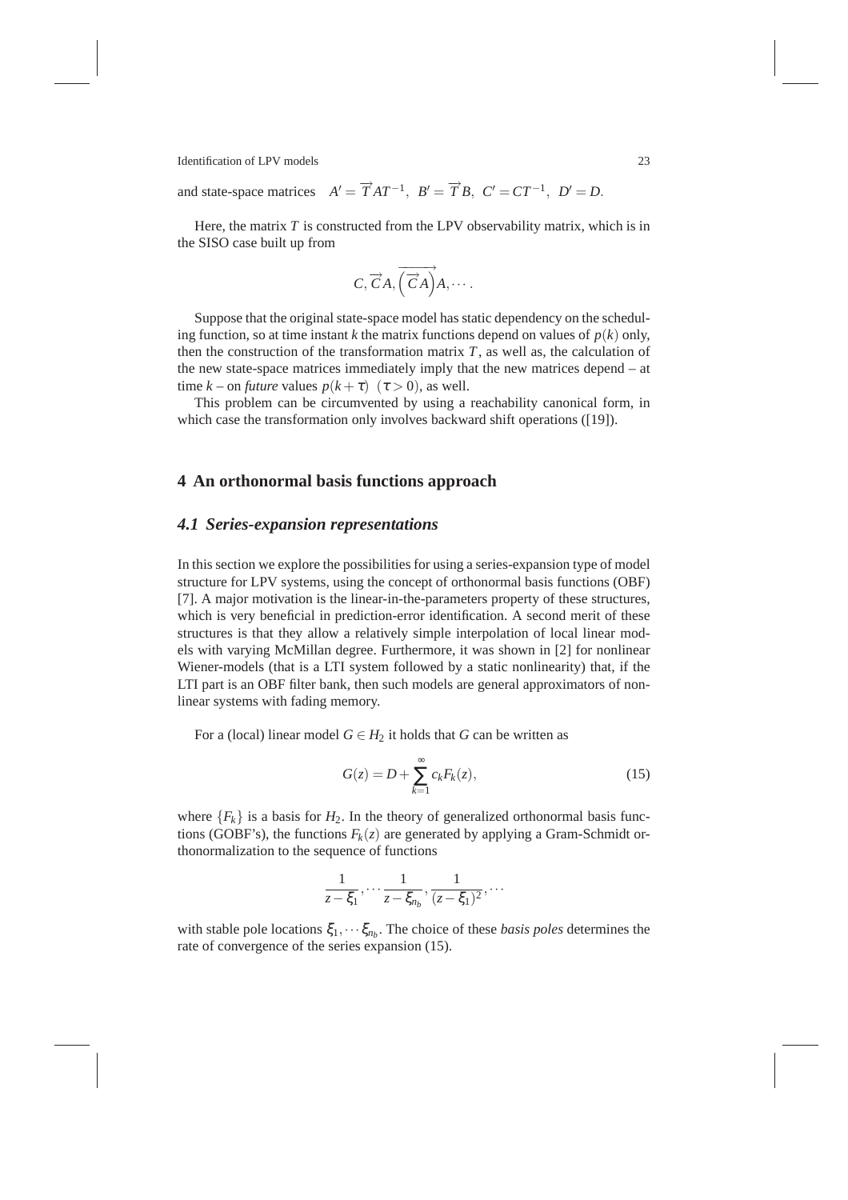and state-space matrices $\quad A' = \overrightarrow{T} A T^{-1},\ B' = \overrightarrow{T} B,\ C' = C T^{-1},\ D' = D.$

Here, the matrix $T$ is constructed from the LPV observability matrix, which is in the SISO case built up from

$$C, \overrightarrow{C} A, \overrightarrow{\left(\overrightarrow{C} A\right)} A, \cdots .$$

Suppose that the original state-space model has static dependency on the scheduling function, so at time instant $k$ the matrix functions depend on values of $p(k)$ only, then the construction of the transformation matrix $T$, as well as, the calculation of the new state-space matrices immediately imply that the new matrices depend – at time $k$ – on *future* values $p(k+\tau)$ $(\tau > 0)$, as well.

This problem can be circumvented by using a reachability canonical form, in which case the transformation only involves backward shift operations ([19]).

# 4 An orthonormal basis functions approach

## 4.1 Series-expansion representations

In this section we explore the possibilities for using a series-expansion type of model structure for LPV systems, using the concept of orthonormal basis functions (OBF) [7]. A major motivation is the linear-in-the-parameters property of these structures, which is very beneficial in prediction-error identification. A second merit of these structures is that they allow a relatively simple interpolation of local linear models with varying McMillan degree. Furthermore, it was shown in [2] for nonlinear Wiener-models (that is a LTI system followed by a static nonlinearity) that, if the LTI part is an OBF filter bank, then such models are general approximators of nonlinear systems with fading memory.

For a (local) linear model $G \in H_2$ it holds that $G$ can be written as

$$G(z) = D + \sum_{k=1}^{\infty} c_k F_k(z), \tag{15}$$

where $\{F_k\}$ is a basis for $H_2$. In the theory of generalized orthonormal basis functions (GOBF's), the functions $F_k(z)$ are generated by applying a Gram-Schmidt orthonormalization to the sequence of functions

$$\frac{1}{z-\xi_1}, \cdots \frac{1}{z-\xi_{n_b}}, \frac{1}{(z-\xi_1)^2}, \cdots$$

with stable pole locations $\xi_1, \cdots \xi_{n_b}$. The choice of these *basis poles* determines the rate of convergence of the series expansion (15).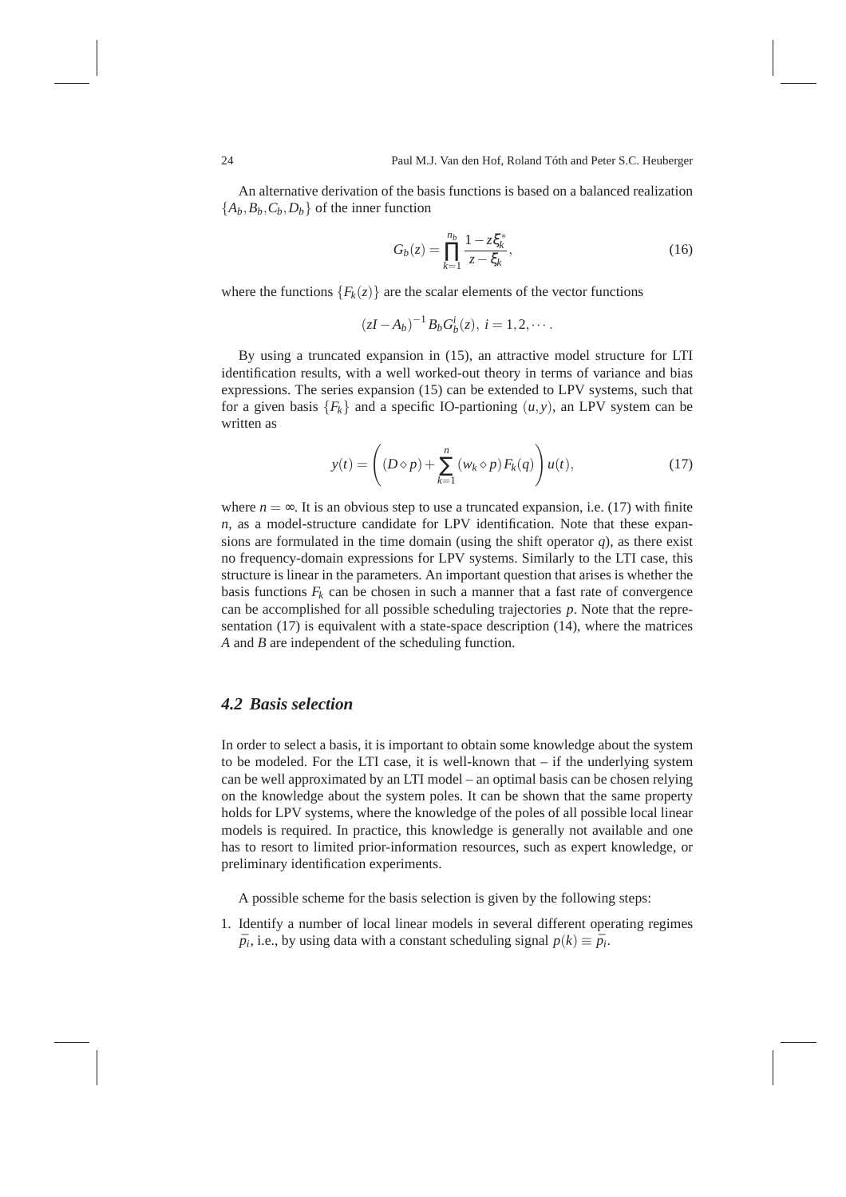An alternative derivation of the basis functions is based on a balanced realization $\{A_b, B_b, C_b, D_b\}$ of the inner function

$$G_b(z) = \prod_{k=1}^{n_b} \frac{1 - z\xi_k^*}{z - \xi_k}, \tag{16}$$

where the functions $\{F_k(z)\}$ are the scalar elements of the vector functions

$$(zI - A_b)^{-1} B_b G_b^i(z), \; i = 1, 2, \cdots.$$

By using a truncated expansion in (15), an attractive model structure for LTI identification results, with a well worked-out theory in terms of variance and bias expressions. The series expansion (15) can be extended to LPV systems, such that for a given basis $\{F_k\}$ and a specific IO-partioning $(u, y)$, an LPV system can be written as

$$y(t) = \left( (D \diamond p) + \sum_{k=1}^{n} (w_k \diamond p) F_k(q) \right) u(t), \tag{17}$$

where $n = \infty$. It is an obvious step to use a truncated expansion, i.e. (17) with finite $n$, as a model-structure candidate for LPV identification. Note that these expansions are formulated in the time domain (using the shift operator $q$), as there exist no frequency-domain expressions for LPV systems. Similarly to the LTI case, this structure is linear in the parameters. An important question that arises is whether the basis functions $F_k$ can be chosen in such a manner that a fast rate of convergence can be accomplished for all possible scheduling trajectories $p$. Note that the representation (17) is equivalent with a state-space description (14), where the matrices $A$ and $B$ are independent of the scheduling function.

## *4.2 Basis selection*

In order to select a basis, it is important to obtain some knowledge about the system to be modeled. For the LTI case, it is well-known that – if the underlying system can be well approximated by an LTI model – an optimal basis can be chosen relying on the knowledge about the system poles. It can be shown that the same property holds for LPV systems, where the knowledge of the poles of all possible local linear models is required. In practice, this knowledge is generally not available and one has to resort to limited prior-information resources, such as expert knowledge, or preliminary identification experiments.

A possible scheme for the basis selection is given by the following steps:

1. Identify a number of local linear models in several different operating regimes $\bar{p}_i$, i.e., by using data with a constant scheduling signal $p(k) \equiv \bar{p}_i$.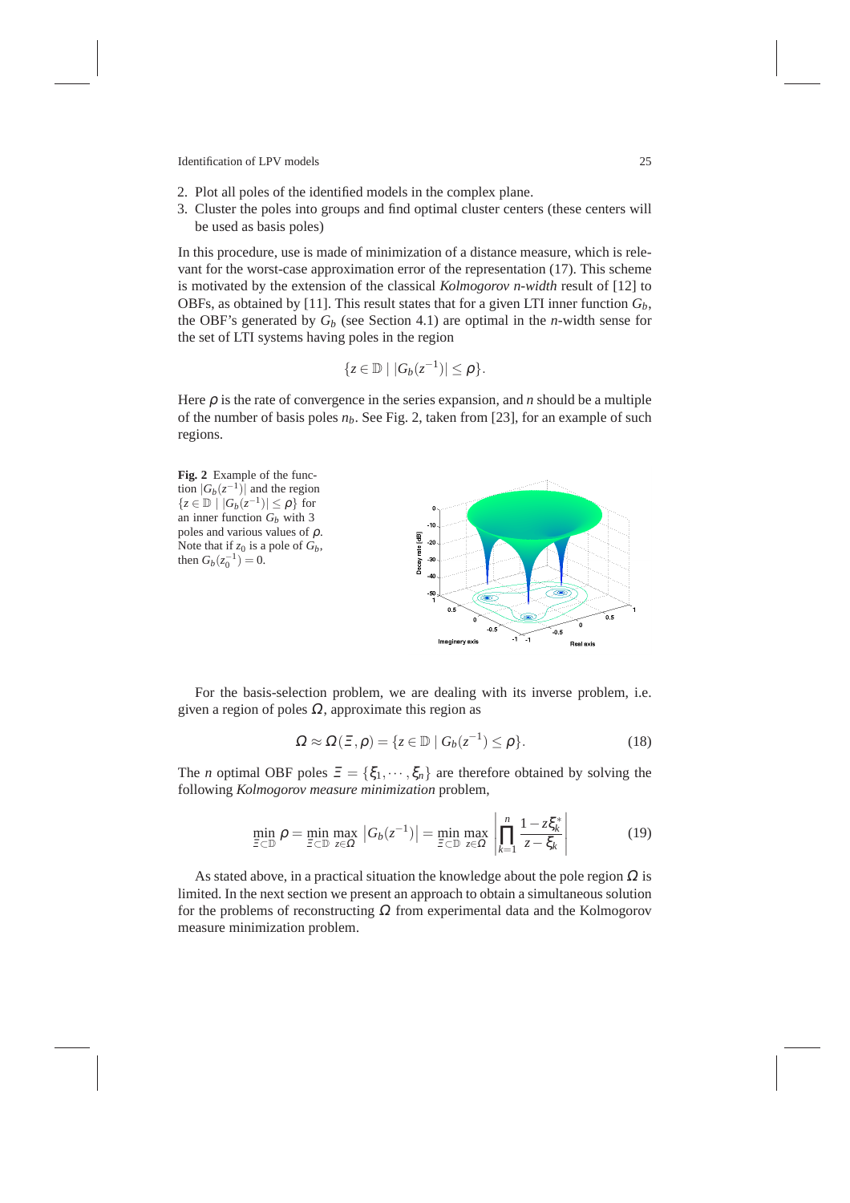2. Plot all poles of the identified models in the complex plane.
3. Cluster the poles into groups and find optimal cluster centers (these centers will be used as basis poles)

In this procedure, use is made of minimization of a distance measure, which is relevant for the worst-case approximation error of the representation (17). This scheme is motivated by the extension of the classical *Kolmogorov n-width* result of [12] to OBFs, as obtained by [11]. This result states that for a given LTI inner function $G_b$, the OBF's generated by $G_b$ (see Section 4.1) are optimal in the $n$-width sense for the set of LTI systems having poles in the region

$$\{z \in \mathbb{D} \mid |G_b(z^{-1})| \leq \rho\}.$$

Here $\rho$ is the rate of convergence in the series expansion, and $n$ should be a multiple of the number of basis poles $n_b$. See Fig. 2, taken from [23], for an example of such regions.

**Fig. 2** Example of the function $|G_b(z^{-1})|$ and the region $\{z \in \mathbb{D} \mid |G_b(z^{-1})| \leq \rho\}$ for an inner function $G_b$ with 3 poles and various values of $\rho$. Note that if $z_0$ is a pole of $G_b$, then $G_b(z_0^{-1}) = 0$.

For the basis-selection problem, we are dealing with its inverse problem, i.e. given a region of poles $\Omega$, approximate this region as

$$\Omega \approx \Omega(\Xi, \rho) = \{z \in \mathbb{D} \mid G_b(z^{-1}) \leq \rho\}. \tag{18}$$

The $n$ optimal OBF poles $\Xi = \{\xi_1, \cdots, \xi_n\}$ are therefore obtained by solving the following *Kolmogorov measure minimization* problem,

$$\min_{\Xi \subset \mathbb{D}} \rho = \min_{\Xi \subset \mathbb{D}} \max_{z \in \Omega} \left|G_b(z^{-1})\right| = \min_{\Xi \subset \mathbb{D}} \max_{z \in \Omega} \left| \prod_{k=1}^{n} \frac{1 - z\xi_k^*}{z - \xi_k} \right| \tag{19}$$

As stated above, in a practical situation the knowledge about the pole region $\Omega$ is limited. In the next section we present an approach to obtain a simultaneous solution for the problems of reconstructing $\Omega$ from experimental data and the Kolmogorov measure minimization problem.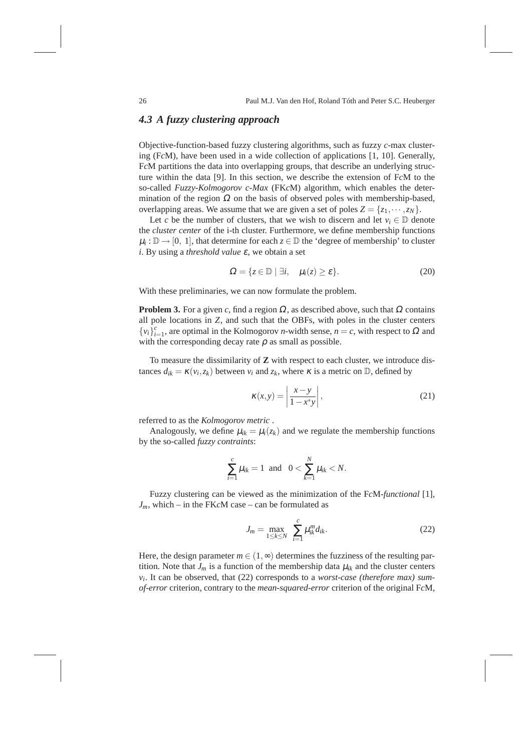### 4.3 A fuzzy clustering approach

Objective-function-based fuzzy clustering algorithms, such as fuzzy $c$-max clustering (F$c$M), have been used in a wide collection of applications [1, 10]. Generally, F$c$M partitions the data into overlapping groups, that describe an underlying structure within the data [9]. In this section, we describe the extension of F$c$M to the so-called *Fuzzy-Kolmogorov c-Max* (FK$c$M) algorithm, which enables the determination of the region $\Omega$ on the basis of observed poles with membership-based, overlapping areas. We assume that we are given a set of poles $Z = \{z_1, \cdots, z_N\}$.

Let $c$ be the number of clusters, that we wish to discern and let $v_i \in \mathbb{D}$ denote the *cluster center* of the i-th cluster. Furthermore, we define membership functions $\mu_i : \mathbb{D} \to [0,\ 1]$, that determine for each $z \in \mathbb{D}$ the 'degree of membership' to cluster $i$. By using a *threshold value* $\varepsilon$, we obtain a set

$$\Omega = \{z \in \mathbb{D} \mid \exists i, \quad \mu_i(z) \geq \varepsilon\}. \tag{20}$$

With these preliminaries, we can now formulate the problem.

**Problem 3.** For a given $c$, find a region $\Omega$, as described above, such that $\Omega$ contains all pole locations in $Z$, and such that the OBFs, with poles in the cluster centers $\{v_i\}_{i=1}^{c}$, are optimal in the Kolmogorov $n$-width sense, $n = c$, with respect to $\Omega$ and with the corresponding decay rate $\rho$ as small as possible.

To measure the dissimilarity of $\mathbf{Z}$ with respect to each cluster, we introduce distances $d_{ik} = \kappa(v_i, z_k)$ between $v_i$ and $z_k$, where $\kappa$ is a metric on $\mathbb{D}$, defined by

$$\kappa(x,y) = \left| \frac{x-y}{1-x^* y} \right|, \tag{21}$$

referred to as the *Kolmogorov metric* .

Analogously, we define $\mu_{ik} = \mu_i(z_k)$ and we regulate the membership functions by the so-called *fuzzy contraints*:

$$\sum_{i=1}^{c} \mu_{ik} = 1 \ \text{ and } \ 0 < \sum_{k=1}^{N} \mu_{ik} < N.$$

Fuzzy clustering can be viewed as the minimization of the F$c$M-*functional* [1], $J_m$, which – in the FK$c$M case – can be formulated as

$$J_m = \max_{1 \leq k \leq N} \sum_{i=1}^{c} \mu_{ik}^m d_{ik}. \tag{22}$$

Here, the design parameter $m \in (1, \infty)$ determines the fuzziness of the resulting partition. Note that $J_m$ is a function of the membership data $\mu_{ik}$ and the cluster centers $v_i$. It can be observed, that (22) corresponds to a *worst-case (therefore max) sum-of-error* criterion, contrary to the *mean-squared-error* criterion of the original F$c$M,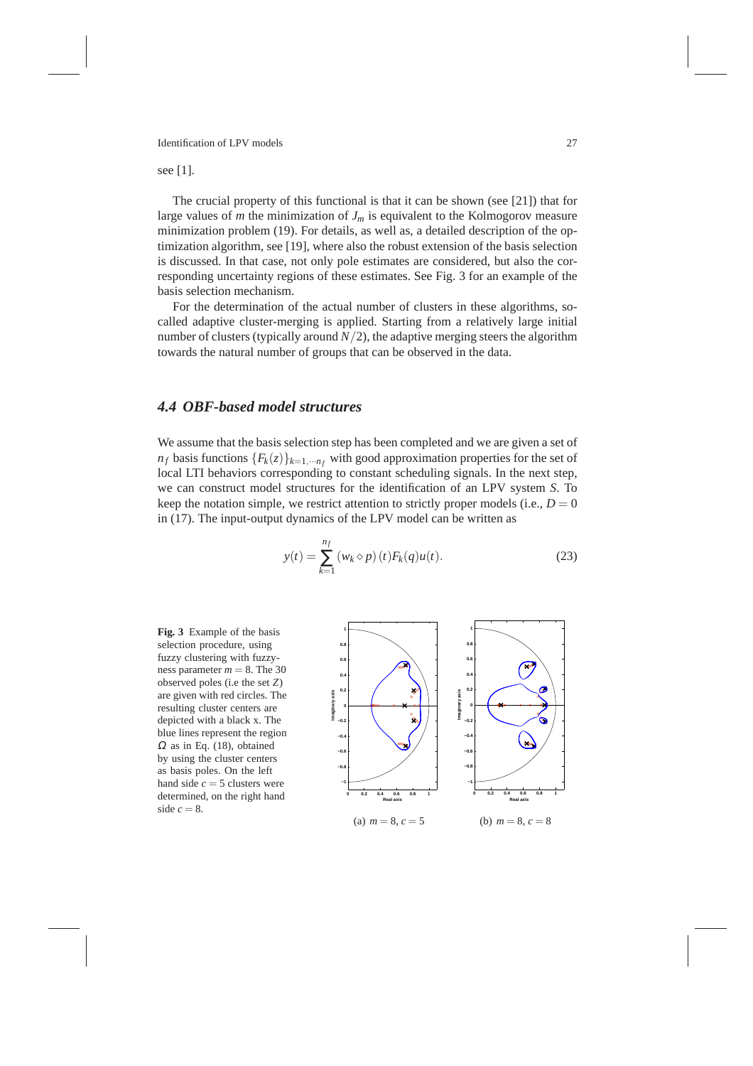see [1].

The crucial property of this functional is that it can be shown (see [21]) that for large values of $m$ the minimization of $J_m$ is equivalent to the Kolmogorov measure minimization problem (19). For details, as well as, a detailed description of the optimization algorithm, see [19], where also the robust extension of the basis selection is discussed. In that case, not only pole estimates are considered, but also the corresponding uncertainty regions of these estimates. See Fig. 3 for an example of the basis selection mechanism.

For the determination of the actual number of clusters in these algorithms, so-called adaptive cluster-merging is applied. Starting from a relatively large initial number of clusters (typically around $N/2$), the adaptive merging steers the algorithm towards the natural number of groups that can be observed in the data.

### 4.4 OBF-based model structures

We assume that the basis selection step has been completed and we are given a set of $n_f$ basis functions $\{F_k(z)\}_{k=1,\cdots n_f}$ with good approximation properties for the set of local LTI behaviors corresponding to constant scheduling signals. In the next step, we can construct model structures for the identification of an LPV system $S$. To keep the notation simple, we restrict attention to strictly proper models (i.e., $D = 0$ in (17). The input-output dynamics of the LPV model can be written as

$$y(t) = \sum_{k=1}^{n_f} (w_k \diamond p)(t) F_k(q) u(t). \tag{23}$$

**Fig. 3** Example of the basis selection procedure, using fuzzy clustering with fuzzyness parameter $m = 8$. The 30 observed poles (i.e the set $Z$) are given with red circles. The resulting cluster centers are depicted with a black x. The blue lines represent the region $\Omega$ as in Eq. (18), obtained by using the cluster centers as basis poles. On the left hand side $c = 5$ clusters were determined, on the right hand side $c = 8$.

(a) $m = 8$, $c = 5$

(b) $m = 8$, $c = 8$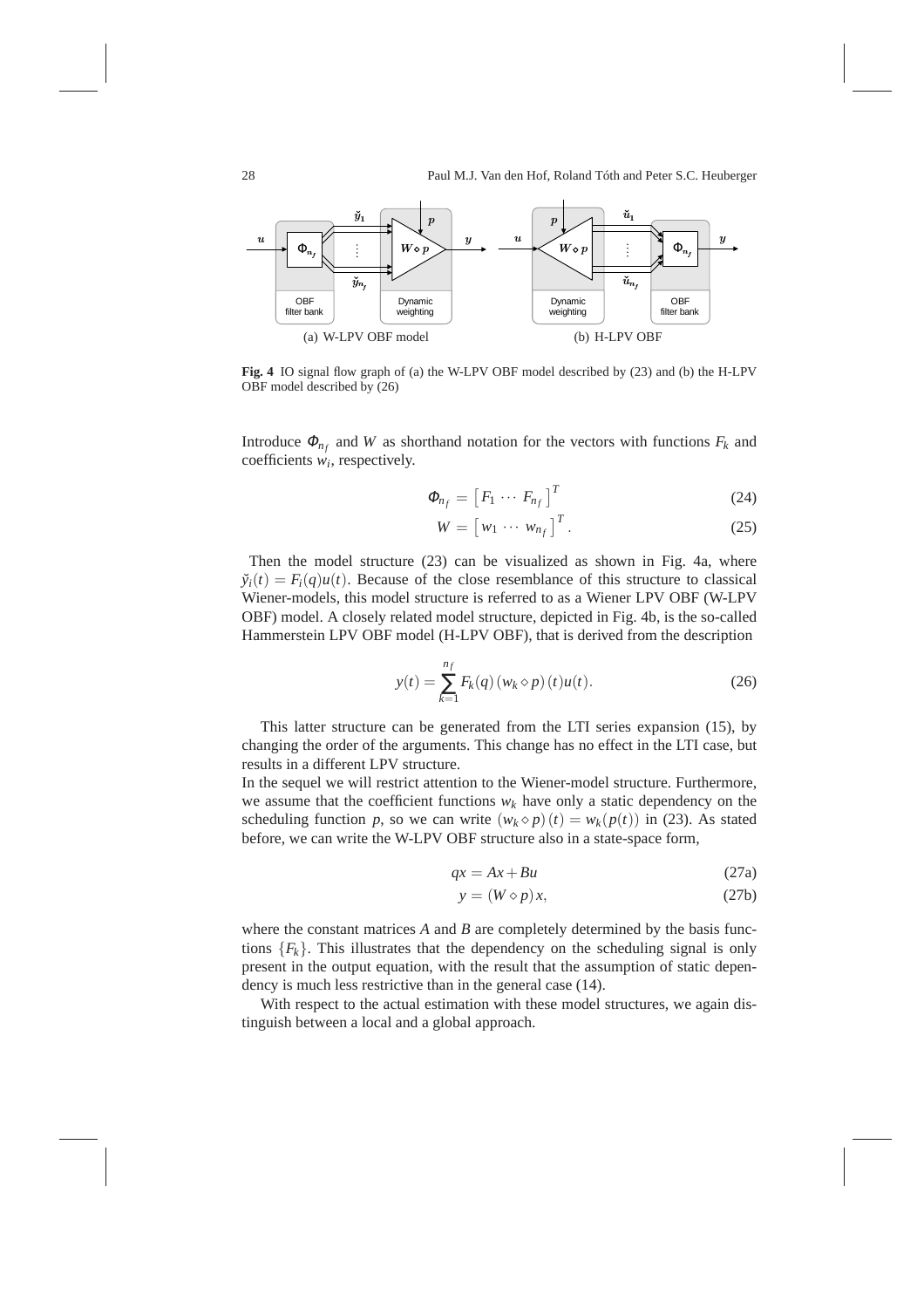(a) W-LPV OBF model (b) H-LPV OBF

**Fig. 4** IO signal flow graph of (a) the W-LPV OBF model described by (23) and (b) the H-LPV OBF model described by (26)

Introduce $\Phi_{n_f}$ and $W$ as shorthand notation for the vectors with functions $F_k$ and coefficients $w_i$, respectively.

$$\Phi_{n_f} = \begin{bmatrix} F_1 \cdots F_{n_f} \end{bmatrix}^T \tag{24}$$

$$W = \begin{bmatrix} w_1 \cdots w_{n_f} \end{bmatrix}^T. \tag{25}$$

Then the model structure (23) can be visualized as shown in Fig. 4a, where $\breve{y}_i(t) = F_i(q)u(t)$. Because of the close resemblance of this structure to classical Wiener-models, this model structure is referred to as a Wiener LPV OBF (W-LPV OBF) model. A closely related model structure, depicted in Fig. 4b, is the so-called Hammerstein LPV OBF model (H-LPV OBF), that is derived from the description

$$y(t) = \sum_{k=1}^{n_f} F_k(q)\,(w_k \diamond p)\,(t)u(t). \tag{26}$$

This latter structure can be generated from the LTI series expansion (15), by changing the order of the arguments. This change has no effect in the LTI case, but results in a different LPV structure.
In the sequel we will restrict attention to the Wiener-model structure. Furthermore, we assume that the coefficient functions $w_k$ have only a static dependency on the scheduling function $p$, so we can write $(w_k \diamond p)\,(t) = w_k(p(t))$ in (23). As stated before, we can write the W-LPV OBF structure also in a state-space form,

$$qx = Ax + Bu \tag{27a}$$

$$y = (W \diamond p)\,x, \tag{27b}$$

where the constant matrices $A$ and $B$ are completely determined by the basis functions $\{F_k\}$. This illustrates that the dependency on the scheduling signal is only present in the output equation, with the result that the assumption of static dependency is much less restrictive than in the general case (14).

With respect to the actual estimation with these model structures, we again distinguish between a local and a global approach.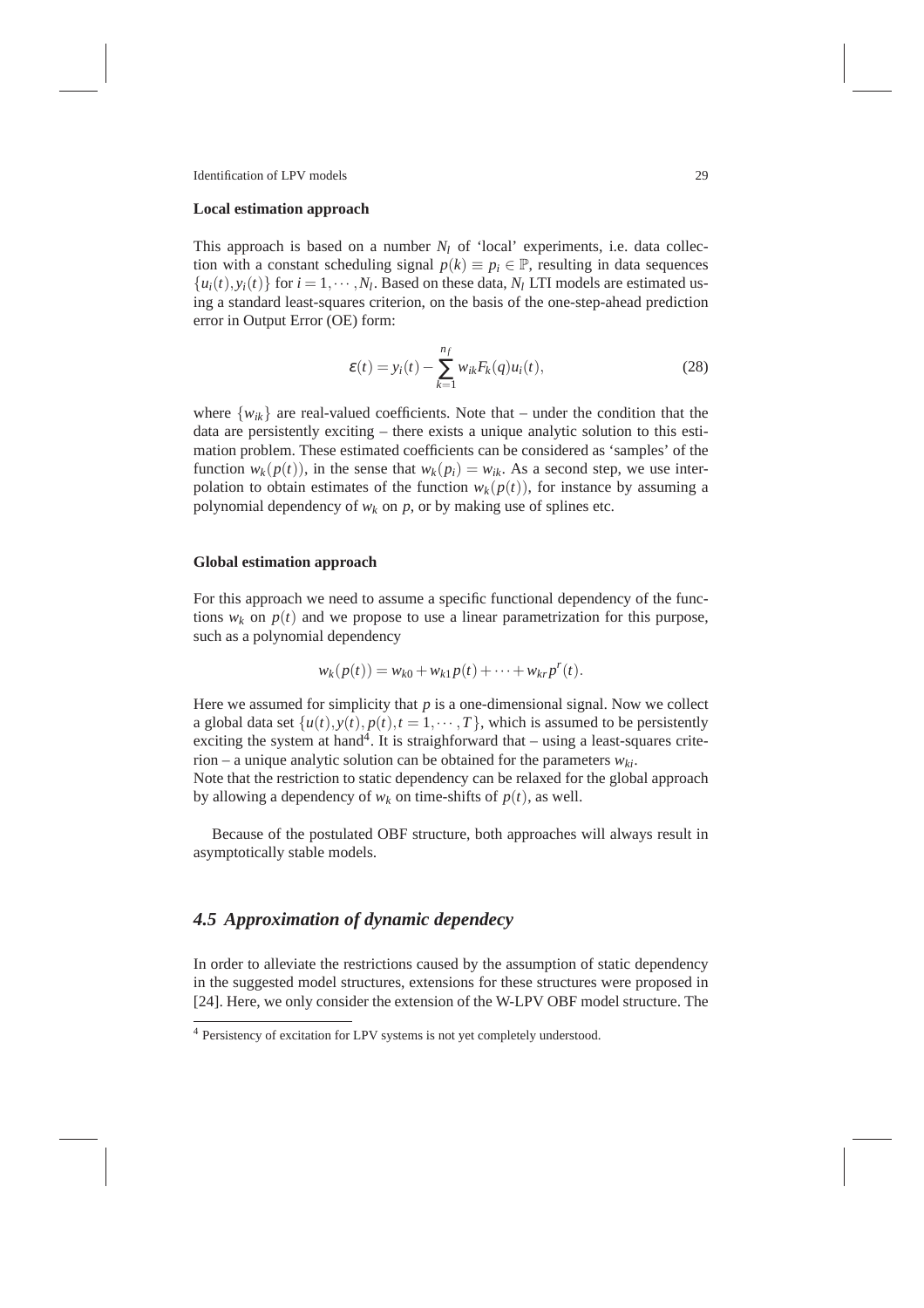**Local estimation approach**

This approach is based on a number $N_l$ of 'local' experiments, i.e. data collection with a constant scheduling signal $p(k) \equiv p_i \in \mathbb{P}$, resulting in data sequences $\{u_i(t), y_i(t)\}$ for $i = 1, \cdots, N_l$. Based on these data, $N_l$ LTI models are estimated using a standard least-squares criterion, on the basis of the one-step-ahead prediction error in Output Error (OE) form:

$$\varepsilon(t) = y_i(t) - \sum_{k=1}^{n_f} w_{ik} F_k(q) u_i(t), \tag{28}$$

where $\{w_{ik}\}$ are real-valued coefficients. Note that – under the condition that the data are persistently exciting – there exists a unique analytic solution to this estimation problem. These estimated coefficients can be considered as 'samples' of the function $w_k(p(t))$, in the sense that $w_k(p_i) = w_{ik}$. As a second step, we use interpolation to obtain estimates of the function $w_k(p(t))$, for instance by assuming a polynomial dependency of $w_k$ on $p$, or by making use of splines etc.

**Global estimation approach**

For this approach we need to assume a specific functional dependency of the functions $w_k$ on $p(t)$ and we propose to use a linear parametrization for this purpose, such as a polynomial dependency

$$w_k(p(t)) = w_{k0} + w_{k1} p(t) + \cdots + w_{kr} p^r(t).$$

Here we assumed for simplicity that $p$ is a one-dimensional signal. Now we collect a global data set $\{u(t), y(t), p(t), t = 1, \cdots, T\}$, which is assumed to be persistently exciting the system at hand[4]. It is straighforward that – using a least-squares criterion – a unique analytic solution can be obtained for the parameters $w_{ki}$.
Note that the restriction to static dependency can be relaxed for the global approach by allowing a dependency of $w_k$ on time-shifts of $p(t)$, as well.

Because of the postulated OBF structure, both approaches will always result in asymptotically stable models.

## *4.5 Approximation of dynamic dependecy*

In order to alleviate the restrictions caused by the assumption of static dependency in the suggested model structures, extensions for these structures were proposed in [24]. Here, we only consider the extension of the W-LPV OBF model structure. The

[4] Persistency of excitation for LPV systems is not yet completely understood.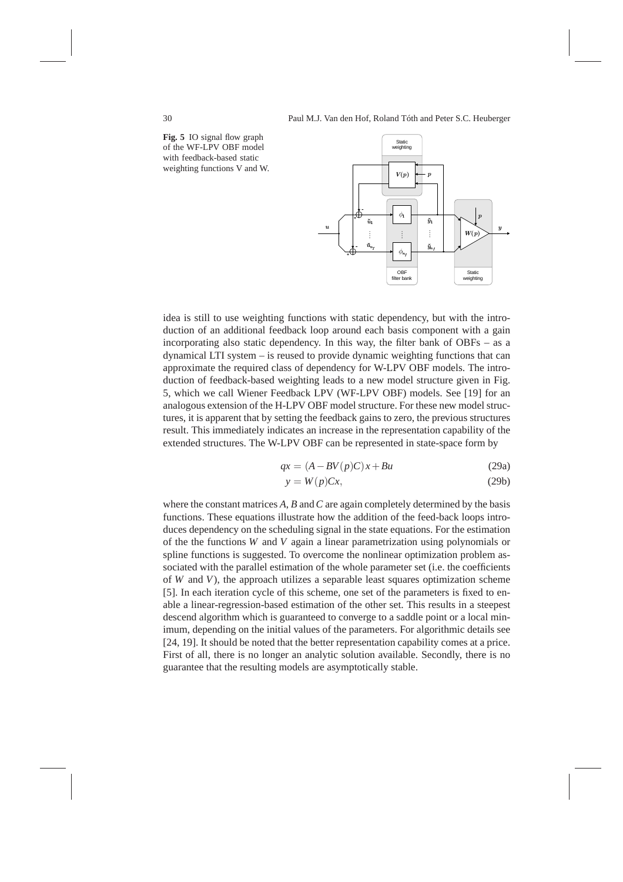**Fig. 5** IO signal flow graph of the WF-LPV OBF model with feedback-based static weighting functions V and W.

idea is still to use weighting functions with static dependency, but with the introduction of an additional feedback loop around each basis component with a gain incorporating also static dependency. In this way, the filter bank of OBFs – as a dynamical LTI system – is reused to provide dynamic weighting functions that can approximate the required class of dependency for W-LPV OBF models. The introduction of feedback-based weighting leads to a new model structure given in Fig. 5, which we call Wiener Feedback LPV (WF-LPV OBF) models. See [19] for an analogous extension of the H-LPV OBF model structure. For these new model structures, it is apparent that by setting the feedback gains to zero, the previous structures result. This immediately indicates an increase in the representation capability of the extended structures. The W-LPV OBF can be represented in state-space form by

$$qx = (A - BV(p)C)x + Bu \tag{29a}$$

$$y = W(p)Cx, \tag{29b}$$

where the constant matrices $A$, $B$ and $C$ are again completely determined by the basis functions. These equations illustrate how the addition of the feed-back loops introduces dependency on the scheduling signal in the state equations. For the estimation of the the functions $W$ and $V$ again a linear parametrization using polynomials or spline functions is suggested. To overcome the nonlinear optimization problem associated with the parallel estimation of the whole parameter set (i.e. the coefficients of $W$ and $V$), the approach utilizes a separable least squares optimization scheme [5]. In each iteration cycle of this scheme, one set of the parameters is fixed to enable a linear-regression-based estimation of the other set. This results in a steepest descend algorithm which is guaranteed to converge to a saddle point or a local minimum, depending on the initial values of the parameters. For algorithmic details see [24, 19]. It should be noted that the better representation capability comes at a price. First of all, there is no longer an analytic solution available. Secondly, there is no guarantee that the resulting models are asymptotically stable.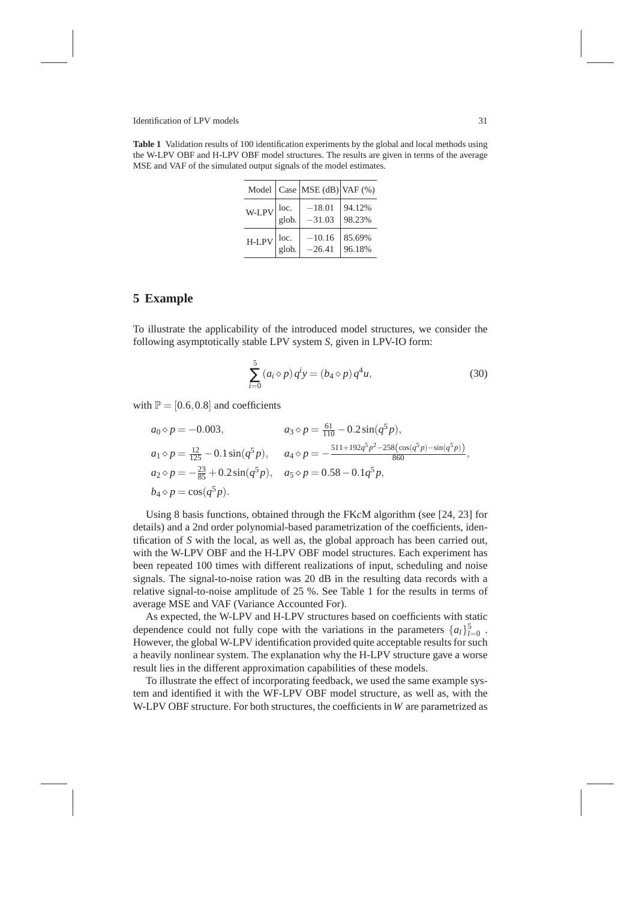**Table 1** Validation results of 100 identification experiments by the global and local methods using the W-LPV OBF and H-LPV OBF model structures. The results are given in terms of the average MSE and VAF of the simulated output signals of the model estimates.

| Model | Case | MSE (dB) | VAF (%) |
|---|---|---|---|
| W-LPV | loc. | $-18.01$ | 94.12% |
| | glob. | $-31.03$ | 98.23% |
| H-LPV | loc. | $-10.16$ | 85.69% |
| | glob. | $-26.41$ | 96.18% |

## 5 Example

To illustrate the applicability of the introduced model structures, we consider the following asymptotically stable LPV system $S$, given in LPV-IO form:

$$\sum_{i=0}^{5} (a_i \diamond p)\, q^i y = (b_4 \diamond p)\, q^4 u, \tag{30}$$

with $\mathbb{P} = [0.6, 0.8]$ and coefficients

$$a_0 \diamond p = -0.003, \qquad a_3 \diamond p = \tfrac{61}{110} - 0.2\sin(q^5 p),$$

$$a_1 \diamond p = \tfrac{12}{125} - 0.1\sin(q^5 p), \quad a_4 \diamond p = -\tfrac{511+192q^5p^2-258\left(\cos(q^5p)-\sin(q^5p)\right)}{860},$$

$$a_2 \diamond p = -\tfrac{23}{85} + 0.2\sin(q^5 p), \quad a_5 \diamond p = 0.58 - 0.1q^5 p,$$

$$b_4 \diamond p = \cos(q^5 p).$$

Using 8 basis functions, obtained through the FK*c*M algorithm (see [24, 23] for details) and a 2nd order polynomial-based parametrization of the coefficients, identification of $S$ with the local, as well as, the global approach has been carried out, with the W-LPV OBF and the H-LPV OBF model structures. Each experiment has been repeated 100 times with different realizations of input, scheduling and noise signals. The signal-to-noise ration was 20 dB in the resulting data records with a relative signal-to-noise amplitude of 25 %. See Table 1 for the results in terms of average MSE and VAF (Variance Accounted For).

As expected, the W-LPV and H-LPV structures based on coefficients with static dependence could not fully cope with the variations in the parameters $\{a_l\}_{l=0}^{5}$. However, the global W-LPV identification provided quite acceptable results for such a heavily nonlinear system. The explanation why the H-LPV structure gave a worse result lies in the different approximation capabilities of these models.

To illustrate the effect of incorporating feedback, we used the same example system and identified it with the WF-LPV OBF model structure, as well as, with the W-LPV OBF structure. For both structures, the coefficients in $W$ are parametrized as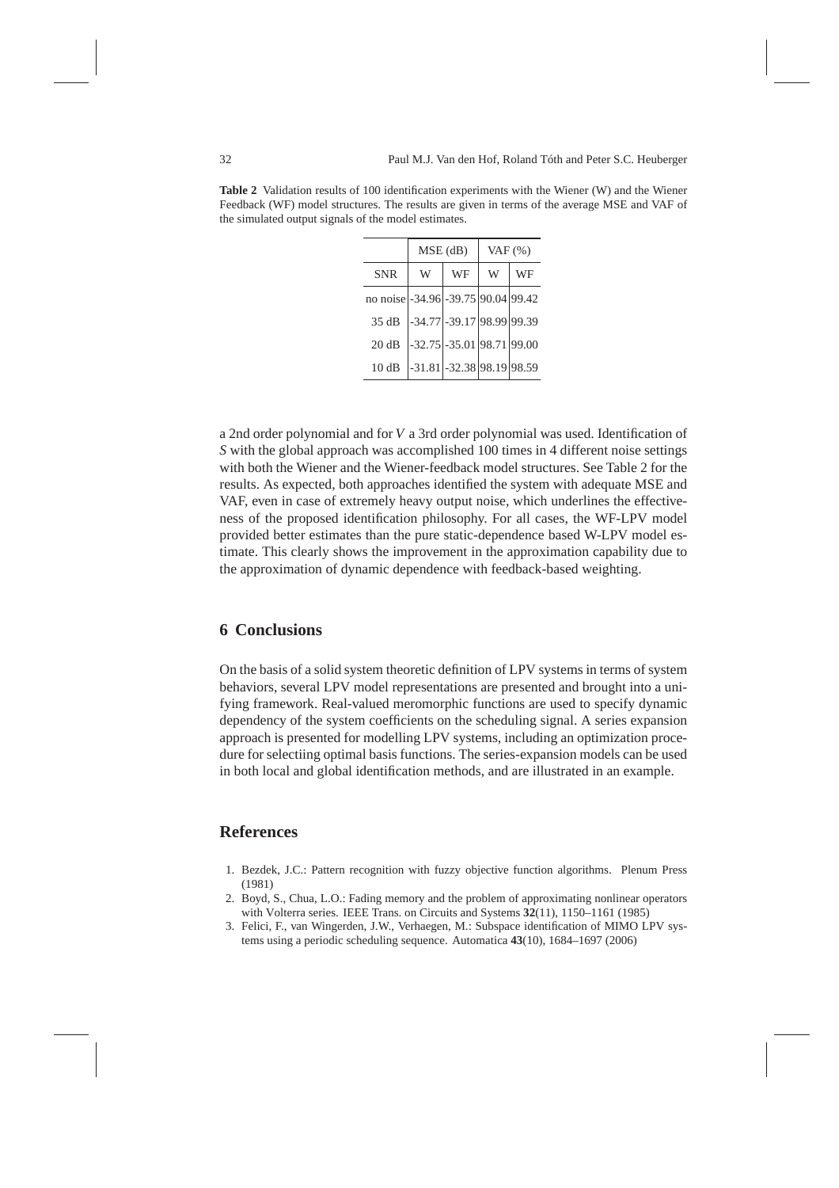**Table 2** Validation results of 100 identification experiments with the Wiener (W) and the Wiener Feedback (WF) model structures. The results are given in terms of the average MSE and VAF of the simulated output signals of the model estimates.

| | MSE (dB) | | VAF (%) | |
|---|---|---|---|---|
| SNR | W | WF | W | WF |
| no noise | -34.96 | -39.75 | 90.04 | 99.42 |
| 35 dB | -34.77 | -39.17 | 98.99 | 99.39 |
| 20 dB | -32.75 | -35.01 | 98.71 | 99.00 |
| 10 dB | -31.81 | -32.38 | 98.19 | 98.59 |

a 2nd order polynomial and for $V$ a 3rd order polynomial was used. Identification of $S$ with the global approach was accomplished 100 times in 4 different noise settings with both the Wiener and the Wiener-feedback model structures. See Table 2 for the results. As expected, both approaches identified the system with adequate MSE and VAF, even in case of extremely heavy output noise, which underlines the effectiveness of the proposed identification philosophy. For all cases, the WF-LPV model provided better estimates than the pure static-dependence based W-LPV model estimate. This clearly shows the improvement in the approximation capability due to the approximation of dynamic dependence with feedback-based weighting.

## 6 Conclusions

On the basis of a solid system theoretic definition of LPV systems in terms of system behaviors, several LPV model representations are presented and brought into a unifying framework. Real-valued meromorphic functions are used to specify dynamic dependency of the system coefficients on the scheduling signal. A series expansion approach is presented for modelling LPV systems, including an optimization procedure for selectiing optimal basis functions. The series-expansion models can be used in both local and global identification methods, and are illustrated in an example.

## References

1. Bezdek, J.C.: Pattern recognition with fuzzy objective function algorithms. Plenum Press (1981)
2. Boyd, S., Chua, L.O.: Fading memory and the problem of approximating nonlinear operators with Volterra series. IEEE Trans. on Circuits and Systems **32**(11), 1150–1161 (1985)
3. Felici, F., van Wingerden, J.W., Verhaegen, M.: Subspace identification of MIMO LPV systems using a periodic scheduling sequence. Automatica **43**(10), 1684–1697 (2006)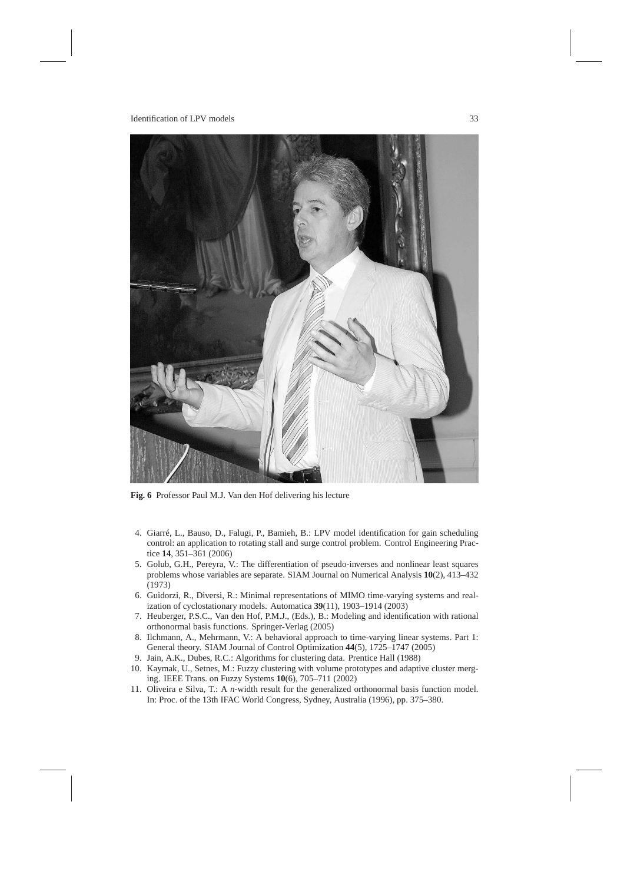**Fig. 6** Professor Paul M.J. Van den Hof delivering his lecture

4. Giarré, L., Bauso, D., Falugi, P., Bamieh, B.: LPV model identification for gain scheduling control: an application to rotating stall and surge control problem. Control Engineering Practice **14**, 351–361 (2006)
5. Golub, G.H., Pereyra, V.: The differentiation of pseudo-inverses and nonlinear least squares problems whose variables are separate. SIAM Journal on Numerical Analysis **10**(2), 413–432 (1973)
6. Guidorzi, R., Diversi, R.: Minimal representations of MIMO time-varying systems and realization of cyclostationary models. Automatica **39**(11), 1903–1914 (2003)
7. Heuberger, P.S.C., Van den Hof, P.M.J., (Eds.), B.: Modeling and identification with rational orthonormal basis functions. Springer-Verlag (2005)
8. Ilchmann, A., Mehrmann, V.: A behavioral approach to time-varying linear systems. Part 1: General theory. SIAM Journal of Control Optimization **44**(5), 1725–1747 (2005)
9. Jain, A.K., Dubes, R.C.: Algorithms for clustering data. Prentice Hall (1988)
10. Kaymak, U., Setnes, M.: Fuzzy clustering with volume prototypes and adaptive cluster merging. IEEE Trans. on Fuzzy Systems **10**(6), 705–711 (2002)
11. Oliveira e Silva, T.: A *n*-width result for the generalized orthonormal basis function model. In: Proc. of the 13th IFAC World Congress, Sydney, Australia (1996), pp. 375–380.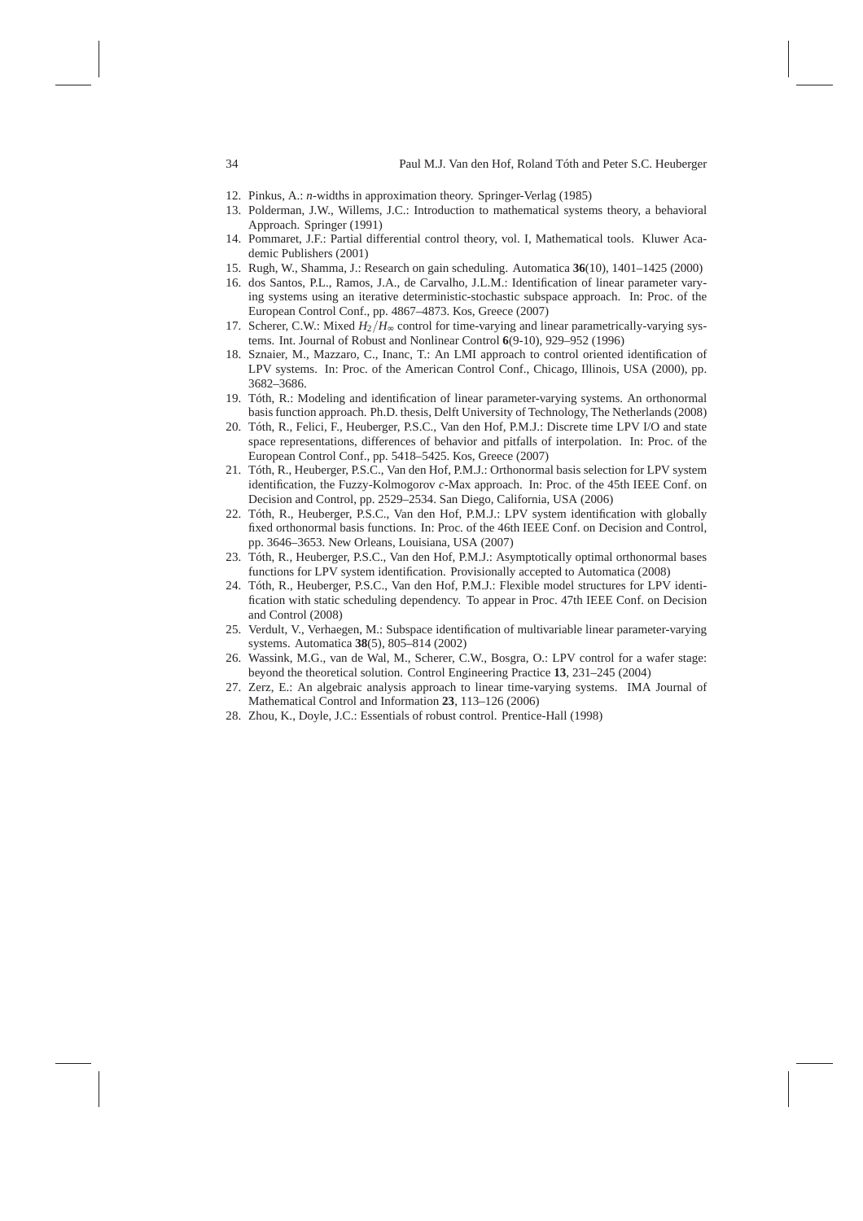12. Pinkus, A.: *n*-widths in approximation theory. Springer-Verlag (1985)
13. Polderman, J.W., Willems, J.C.: Introduction to mathematical systems theory, a behavioral Approach. Springer (1991)
14. Pommaret, J.F.: Partial differential control theory, vol. I, Mathematical tools. Kluwer Academic Publishers (2001)
15. Rugh, W., Shamma, J.: Research on gain scheduling. Automatica **36**(10), 1401–1425 (2000)
16. dos Santos, P.L., Ramos, J.A., de Carvalho, J.L.M.: Identification of linear parameter varying systems using an iterative deterministic-stochastic subspace approach. In: Proc. of the European Control Conf., pp. 4867–4873. Kos, Greece (2007)
17. Scherer, C.W.: Mixed $H_2/H_\infty$ control for time-varying and linear parametrically-varying systems. Int. Journal of Robust and Nonlinear Control **6**(9-10), 929–952 (1996)
18. Sznaier, M., Mazzaro, C., Inanc, T.: An LMI approach to control oriented identification of LPV systems. In: Proc. of the American Control Conf., Chicago, Illinois, USA (2000), pp. 3682–3686.
19. Tóth, R.: Modeling and identification of linear parameter-varying systems. An orthonormal basis function approach. Ph.D. thesis, Delft University of Technology, The Netherlands (2008)
20. Tóth, R., Felici, F., Heuberger, P.S.C., Van den Hof, P.M.J.: Discrete time LPV I/O and state space representations, differences of behavior and pitfalls of interpolation. In: Proc. of the European Control Conf., pp. 5418–5425. Kos, Greece (2007)
21. Tóth, R., Heuberger, P.S.C., Van den Hof, P.M.J.: Orthonormal basis selection for LPV system identification, the Fuzzy-Kolmogorov *c*-Max approach. In: Proc. of the 45th IEEE Conf. on Decision and Control, pp. 2529–2534. San Diego, California, USA (2006)
22. Tóth, R., Heuberger, P.S.C., Van den Hof, P.M.J.: LPV system identification with globally fixed orthonormal basis functions. In: Proc. of the 46th IEEE Conf. on Decision and Control, pp. 3646–3653. New Orleans, Louisiana, USA (2007)
23. Tóth, R., Heuberger, P.S.C., Van den Hof, P.M.J.: Asymptotically optimal orthonormal bases functions for LPV system identification. Provisionally accepted to Automatica (2008)
24. Tóth, R., Heuberger, P.S.C., Van den Hof, P.M.J.: Flexible model structures for LPV identification with static scheduling dependency. To appear in Proc. 47th IEEE Conf. on Decision and Control (2008)
25. Verdult, V., Verhaegen, M.: Subspace identification of multivariable linear parameter-varying systems. Automatica **38**(5), 805–814 (2002)
26. Wassink, M.G., van de Wal, M., Scherer, C.W., Bosgra, O.: LPV control for a wafer stage: beyond the theoretical solution. Control Engineering Practice **13**, 231–245 (2004)
27. Zerz, E.: An algebraic analysis approach to linear time-varying systems. IMA Journal of Mathematical Control and Information **23**, 113–126 (2006)
28. Zhou, K., Doyle, J.C.: Essentials of robust control. Prentice-Hall (1998)